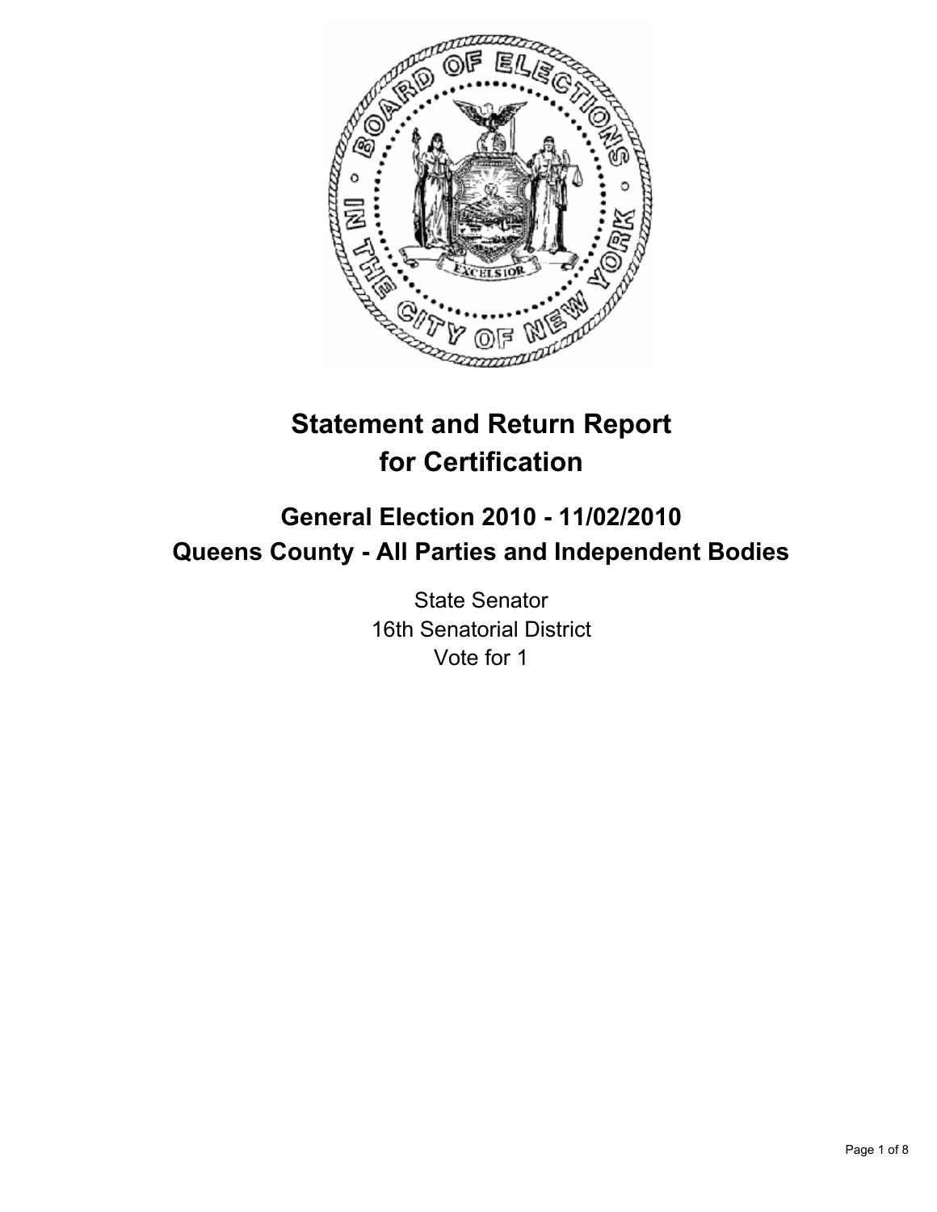# Statement and Return Report for Certification

## General Election 2010 - 11/02/2010

## Queens County - All Parties and Independent Bodies

State Senator
16th Senatorial District
Vote for 1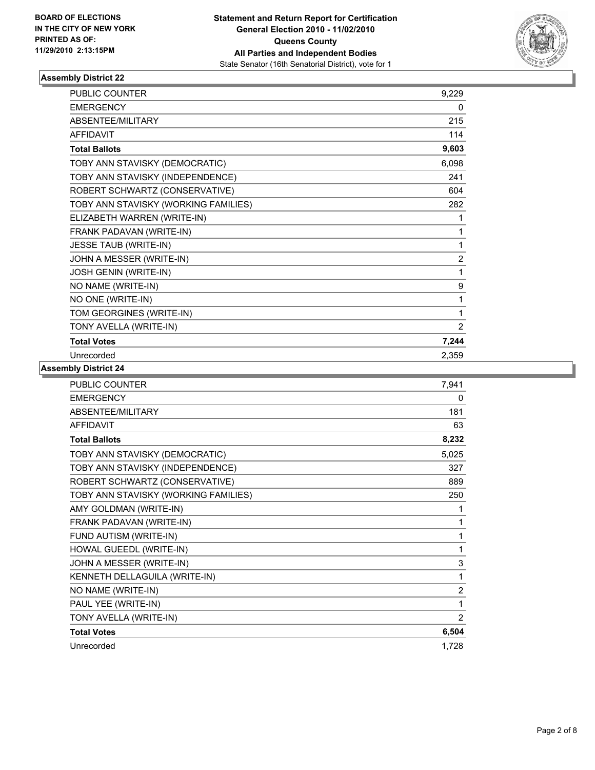**BOARD OF ELECTIONS IN THE CITY OF NEW YORK PRINTED AS OF: 11/29/2010 2:13:15PM**

**Statement and Return Report for Certification General Election 2010 - 11/02/2010 Queens County All Parties and Independent Bodies**
State Senator (16th Senatorial District), vote for 1

### Assembly District 22

| | |
|---|---|
| PUBLIC COUNTER | 9,229 |
| EMERGENCY | 0 |
| ABSENTEE/MILITARY | 215 |
| AFFIDAVIT | 114 |
| **Total Ballots** | **9,603** |
| TOBY ANN STAVISKY (DEMOCRATIC) | 6,098 |
| TOBY ANN STAVISKY (INDEPENDENCE) | 241 |
| ROBERT SCHWARTZ (CONSERVATIVE) | 604 |
| TOBY ANN STAVISKY (WORKING FAMILIES) | 282 |
| ELIZABETH WARREN (WRITE-IN) | 1 |
| FRANK PADAVAN (WRITE-IN) | 1 |
| JESSE TAUB (WRITE-IN) | 1 |
| JOHN A MESSER (WRITE-IN) | 2 |
| JOSH GENIN (WRITE-IN) | 1 |
| NO NAME (WRITE-IN) | 9 |
| NO ONE (WRITE-IN) | 1 |
| TOM GEORGINES (WRITE-IN) | 1 |
| TONY AVELLA (WRITE-IN) | 2 |
| **Total Votes** | **7,244** |
| Unrecorded | 2,359 |

### Assembly District 24

| | |
|---|---|
| PUBLIC COUNTER | 7,941 |
| EMERGENCY | 0 |
| ABSENTEE/MILITARY | 181 |
| AFFIDAVIT | 63 |
| **Total Ballots** | **8,232** |
| TOBY ANN STAVISKY (DEMOCRATIC) | 5,025 |
| TOBY ANN STAVISKY (INDEPENDENCE) | 327 |
| ROBERT SCHWARTZ (CONSERVATIVE) | 889 |
| TOBY ANN STAVISKY (WORKING FAMILIES) | 250 |
| AMY GOLDMAN (WRITE-IN) | 1 |
| FRANK PADAVAN (WRITE-IN) | 1 |
| FUND AUTISM (WRITE-IN) | 1 |
| HOWAL GUEEDL (WRITE-IN) | 1 |
| JOHN A MESSER (WRITE-IN) | 3 |
| KENNETH DELLAGUILA (WRITE-IN) | 1 |
| NO NAME (WRITE-IN) | 2 |
| PAUL YEE (WRITE-IN) | 1 |
| TONY AVELLA (WRITE-IN) | 2 |
| **Total Votes** | **6,504** |
| Unrecorded | 1,728 |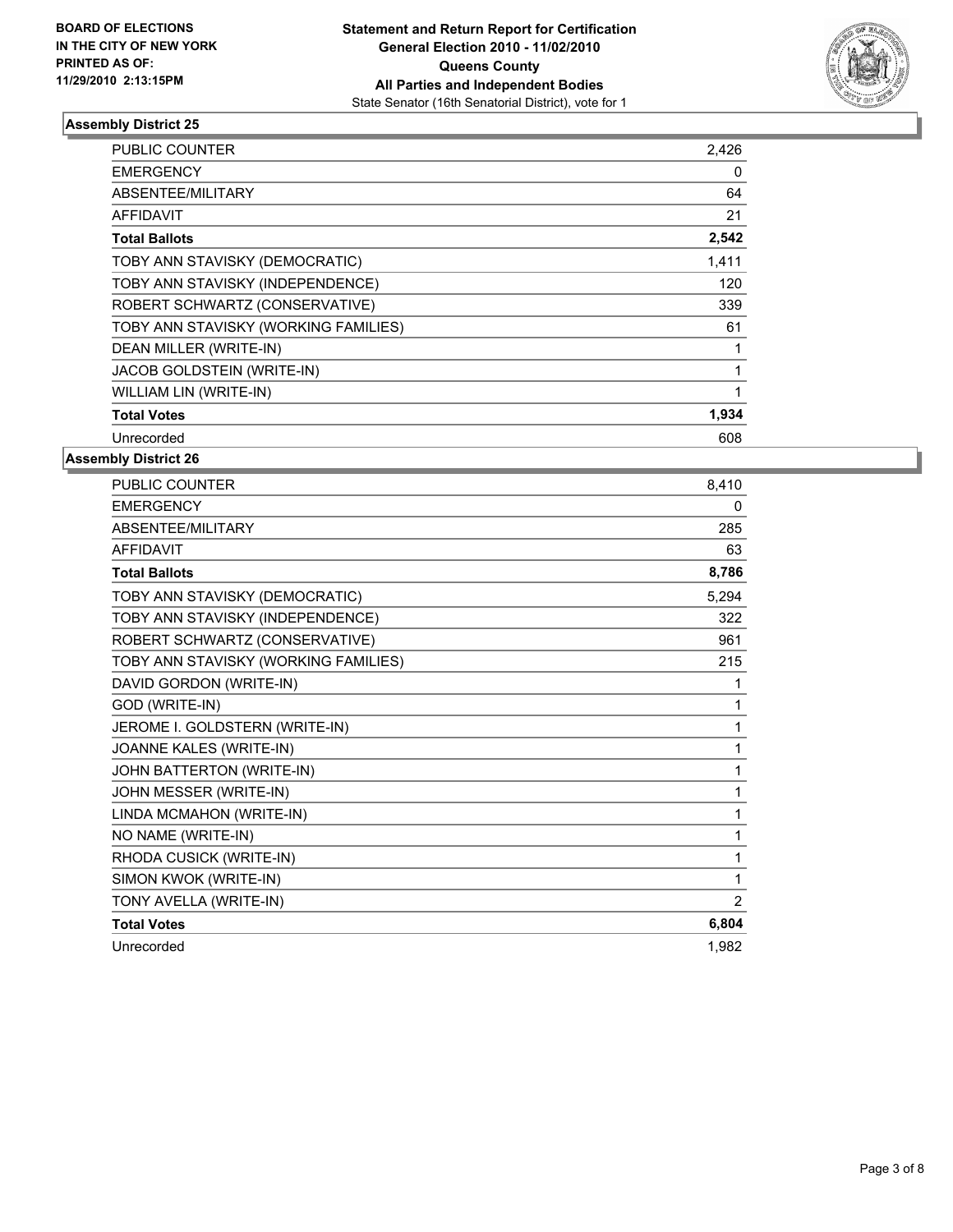**BOARD OF ELECTIONS IN THE CITY OF NEW YORK PRINTED AS OF: 11/29/2010 2:13:15PM**

**Statement and Return Report for Certification General Election 2010 - 11/02/2010 Queens County All Parties and Independent Bodies**
State Senator (16th Senatorial District), vote for 1

### Assembly District 25

| | |
|---|---|
| PUBLIC COUNTER | 2,426 |
| EMERGENCY | 0 |
| ABSENTEE/MILITARY | 64 |
| AFFIDAVIT | 21 |
| **Total Ballots** | **2,542** |
| TOBY ANN STAVISKY (DEMOCRATIC) | 1,411 |
| TOBY ANN STAVISKY (INDEPENDENCE) | 120 |
| ROBERT SCHWARTZ (CONSERVATIVE) | 339 |
| TOBY ANN STAVISKY (WORKING FAMILIES) | 61 |
| DEAN MILLER (WRITE-IN) | 1 |
| JACOB GOLDSTEIN (WRITE-IN) | 1 |
| WILLIAM LIN (WRITE-IN) | 1 |
| **Total Votes** | **1,934** |
| Unrecorded | 608 |

### Assembly District 26

| | |
|---|---|
| PUBLIC COUNTER | 8,410 |
| EMERGENCY | 0 |
| ABSENTEE/MILITARY | 285 |
| AFFIDAVIT | 63 |
| **Total Ballots** | **8,786** |
| TOBY ANN STAVISKY (DEMOCRATIC) | 5,294 |
| TOBY ANN STAVISKY (INDEPENDENCE) | 322 |
| ROBERT SCHWARTZ (CONSERVATIVE) | 961 |
| TOBY ANN STAVISKY (WORKING FAMILIES) | 215 |
| DAVID GORDON (WRITE-IN) | 1 |
| GOD (WRITE-IN) | 1 |
| JEROME I. GOLDSTERN (WRITE-IN) | 1 |
| JOANNE KALES (WRITE-IN) | 1 |
| JOHN BATTERTON (WRITE-IN) | 1 |
| JOHN MESSER (WRITE-IN) | 1 |
| LINDA MCMAHON (WRITE-IN) | 1 |
| NO NAME (WRITE-IN) | 1 |
| RHODA CUSICK (WRITE-IN) | 1 |
| SIMON KWOK (WRITE-IN) | 1 |
| TONY AVELLA (WRITE-IN) | 2 |
| **Total Votes** | **6,804** |
| Unrecorded | 1,982 |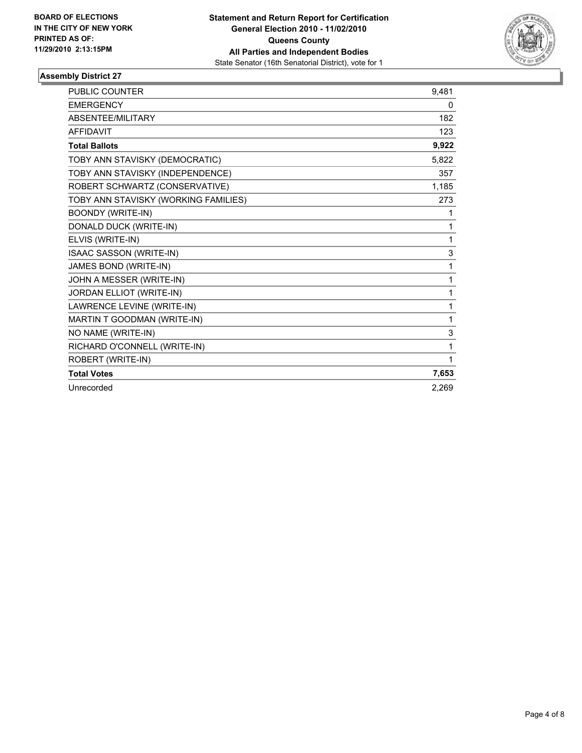**BOARD OF ELECTIONS IN THE CITY OF NEW YORK PRINTED AS OF: 11/29/2010 2:13:15PM**

**Statement and Return Report for Certification**
**General Election 2010 - 11/02/2010**
**Queens County**
**All Parties and Independent Bodies**
State Senator (16th Senatorial District), vote for 1

## Assembly District 27

| | |
|---|---|
| PUBLIC COUNTER | 9,481 |
| EMERGENCY | 0 |
| ABSENTEE/MILITARY | 182 |
| AFFIDAVIT | 123 |
| **Total Ballots** | **9,922** |
| TOBY ANN STAVISKY (DEMOCRATIC) | 5,822 |
| TOBY ANN STAVISKY (INDEPENDENCE) | 357 |
| ROBERT SCHWARTZ (CONSERVATIVE) | 1,185 |
| TOBY ANN STAVISKY (WORKING FAMILIES) | 273 |
| BOONDY (WRITE-IN) | 1 |
| DONALD DUCK (WRITE-IN) | 1 |
| ELVIS (WRITE-IN) | 1 |
| ISAAC SASSON (WRITE-IN) | 3 |
| JAMES BOND (WRITE-IN) | 1 |
| JOHN A MESSER (WRITE-IN) | 1 |
| JORDAN ELLIOT (WRITE-IN) | 1 |
| LAWRENCE LEVINE (WRITE-IN) | 1 |
| MARTIN T GOODMAN (WRITE-IN) | 1 |
| NO NAME (WRITE-IN) | 3 |
| RICHARD O'CONNELL (WRITE-IN) | 1 |
| ROBERT (WRITE-IN) | 1 |
| **Total Votes** | **7,653** |
| Unrecorded | 2,269 |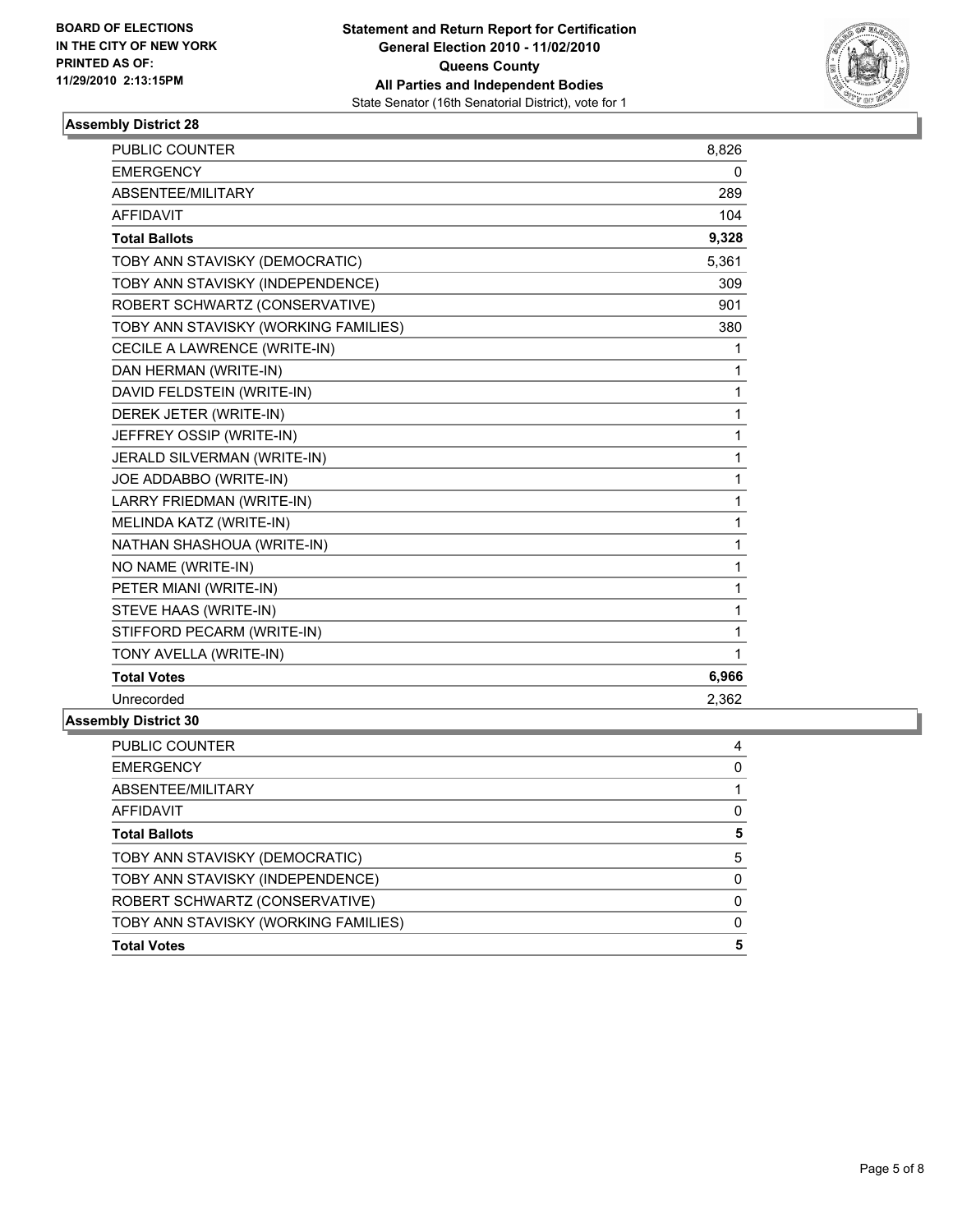**BOARD OF ELECTIONS**
**IN THE CITY OF NEW YORK**
**PRINTED AS OF:**
**11/29/2010 2:13:15PM**

**Statement and Return Report for Certification**
**General Election 2010 - 11/02/2010**
**Queens County**
**All Parties and Independent Bodies**
State Senator (16th Senatorial District), vote for 1

### Assembly District 28

| | |
|---|---|
| PUBLIC COUNTER | 8,826 |
| EMERGENCY | 0 |
| ABSENTEE/MILITARY | 289 |
| AFFIDAVIT | 104 |
| **Total Ballots** | **9,328** |
| TOBY ANN STAVISKY (DEMOCRATIC) | 5,361 |
| TOBY ANN STAVISKY (INDEPENDENCE) | 309 |
| ROBERT SCHWARTZ (CONSERVATIVE) | 901 |
| TOBY ANN STAVISKY (WORKING FAMILIES) | 380 |
| CECILE A LAWRENCE (WRITE-IN) | 1 |
| DAN HERMAN (WRITE-IN) | 1 |
| DAVID FELDSTEIN (WRITE-IN) | 1 |
| DEREK JETER (WRITE-IN) | 1 |
| JEFFREY OSSIP (WRITE-IN) | 1 |
| JERALD SILVERMAN (WRITE-IN) | 1 |
| JOE ADDABBO (WRITE-IN) | 1 |
| LARRY FRIEDMAN (WRITE-IN) | 1 |
| MELINDA KATZ (WRITE-IN) | 1 |
| NATHAN SHASHOUA (WRITE-IN) | 1 |
| NO NAME (WRITE-IN) | 1 |
| PETER MIANI (WRITE-IN) | 1 |
| STEVE HAAS (WRITE-IN) | 1 |
| STIFFORD PECARM (WRITE-IN) | 1 |
| TONY AVELLA (WRITE-IN) | 1 |
| **Total Votes** | **6,966** |
| Unrecorded | 2,362 |

### Assembly District 30

| | |
|---|---|
| PUBLIC COUNTER | 4 |
| EMERGENCY | 0 |
| ABSENTEE/MILITARY | 1 |
| AFFIDAVIT | 0 |
| **Total Ballots** | **5** |
| TOBY ANN STAVISKY (DEMOCRATIC) | 5 |
| TOBY ANN STAVISKY (INDEPENDENCE) | 0 |
| ROBERT SCHWARTZ (CONSERVATIVE) | 0 |
| TOBY ANN STAVISKY (WORKING FAMILIES) | 0 |
| **Total Votes** | **5** |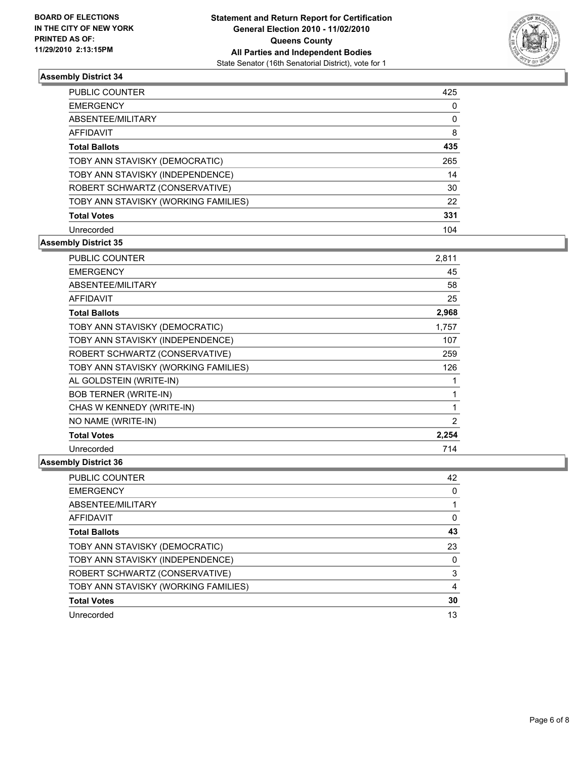**BOARD OF ELECTIONS IN THE CITY OF NEW YORK PRINTED AS OF: 11/29/2010 2:13:15PM**

**Statement and Return Report for Certification General Election 2010 - 11/02/2010 Queens County All Parties and Independent Bodies**
State Senator (16th Senatorial District), vote for 1

### Assembly District 34

| | |
|---|---|
| PUBLIC COUNTER | 425 |
| EMERGENCY | 0 |
| ABSENTEE/MILITARY | 0 |
| AFFIDAVIT | 8 |
| **Total Ballots** | **435** |
| TOBY ANN STAVISKY (DEMOCRATIC) | 265 |
| TOBY ANN STAVISKY (INDEPENDENCE) | 14 |
| ROBERT SCHWARTZ (CONSERVATIVE) | 30 |
| TOBY ANN STAVISKY (WORKING FAMILIES) | 22 |
| **Total Votes** | **331** |
| Unrecorded | 104 |

### Assembly District 35

| | |
|---|---|
| PUBLIC COUNTER | 2,811 |
| EMERGENCY | 45 |
| ABSENTEE/MILITARY | 58 |
| AFFIDAVIT | 25 |
| **Total Ballots** | **2,968** |
| TOBY ANN STAVISKY (DEMOCRATIC) | 1,757 |
| TOBY ANN STAVISKY (INDEPENDENCE) | 107 |
| ROBERT SCHWARTZ (CONSERVATIVE) | 259 |
| TOBY ANN STAVISKY (WORKING FAMILIES) | 126 |
| AL GOLDSTEIN (WRITE-IN) | 1 |
| BOB TERNER (WRITE-IN) | 1 |
| CHAS W KENNEDY (WRITE-IN) | 1 |
| NO NAME (WRITE-IN) | 2 |
| **Total Votes** | **2,254** |
| Unrecorded | 714 |

### Assembly District 36

| | |
|---|---|
| PUBLIC COUNTER | 42 |
| EMERGENCY | 0 |
| ABSENTEE/MILITARY | 1 |
| AFFIDAVIT | 0 |
| **Total Ballots** | **43** |
| TOBY ANN STAVISKY (DEMOCRATIC) | 23 |
| TOBY ANN STAVISKY (INDEPENDENCE) | 0 |
| ROBERT SCHWARTZ (CONSERVATIVE) | 3 |
| TOBY ANN STAVISKY (WORKING FAMILIES) | 4 |
| **Total Votes** | **30** |
| Unrecorded | 13 |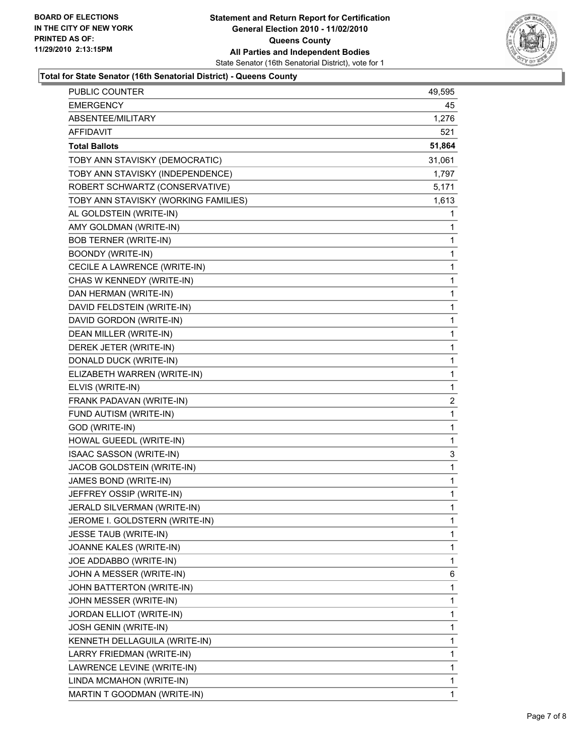**BOARD OF ELECTIONS IN THE CITY OF NEW YORK PRINTED AS OF: 11/29/2010 2:13:15PM**

# Statement and Return Report for Certification
## General Election 2010 - 11/02/2010
## Queens County
## All Parties and Independent Bodies

State Senator (16th Senatorial District), vote for 1

### Total for State Senator (16th Senatorial District) - Queens County

| | |
|---|---|
| PUBLIC COUNTER | 49,595 |
| EMERGENCY | 45 |
| ABSENTEE/MILITARY | 1,276 |
| AFFIDAVIT | 521 |
| **Total Ballots** | **51,864** |
| TOBY ANN STAVISKY (DEMOCRATIC) | 31,061 |
| TOBY ANN STAVISKY (INDEPENDENCE) | 1,797 |
| ROBERT SCHWARTZ (CONSERVATIVE) | 5,171 |
| TOBY ANN STAVISKY (WORKING FAMILIES) | 1,613 |
| AL GOLDSTEIN (WRITE-IN) | 1 |
| AMY GOLDMAN (WRITE-IN) | 1 |
| BOB TERNER (WRITE-IN) | 1 |
| BOONDY (WRITE-IN) | 1 |
| CECILE A LAWRENCE (WRITE-IN) | 1 |
| CHAS W KENNEDY (WRITE-IN) | 1 |
| DAN HERMAN (WRITE-IN) | 1 |
| DAVID FELDSTEIN (WRITE-IN) | 1 |
| DAVID GORDON (WRITE-IN) | 1 |
| DEAN MILLER (WRITE-IN) | 1 |
| DEREK JETER (WRITE-IN) | 1 |
| DONALD DUCK (WRITE-IN) | 1 |
| ELIZABETH WARREN (WRITE-IN) | 1 |
| ELVIS (WRITE-IN) | 1 |
| FRANK PADAVAN (WRITE-IN) | 2 |
| FUND AUTISM (WRITE-IN) | 1 |
| GOD (WRITE-IN) | 1 |
| HOWAL GUEEDL (WRITE-IN) | 1 |
| ISAAC SASSON (WRITE-IN) | 3 |
| JACOB GOLDSTEIN (WRITE-IN) | 1 |
| JAMES BOND (WRITE-IN) | 1 |
| JEFFREY OSSIP (WRITE-IN) | 1 |
| JERALD SILVERMAN (WRITE-IN) | 1 |
| JEROME I. GOLDSTERN (WRITE-IN) | 1 |
| JESSE TAUB (WRITE-IN) | 1 |
| JOANNE KALES (WRITE-IN) | 1 |
| JOE ADDABBO (WRITE-IN) | 1 |
| JOHN A MESSER (WRITE-IN) | 6 |
| JOHN BATTERTON (WRITE-IN) | 1 |
| JOHN MESSER (WRITE-IN) | 1 |
| JORDAN ELLIOT (WRITE-IN) | 1 |
| JOSH GENIN (WRITE-IN) | 1 |
| KENNETH DELLAGUILA (WRITE-IN) | 1 |
| LARRY FRIEDMAN (WRITE-IN) | 1 |
| LAWRENCE LEVINE (WRITE-IN) | 1 |
| LINDA MCMAHON (WRITE-IN) | 1 |
| MARTIN T GOODMAN (WRITE-IN) | 1 |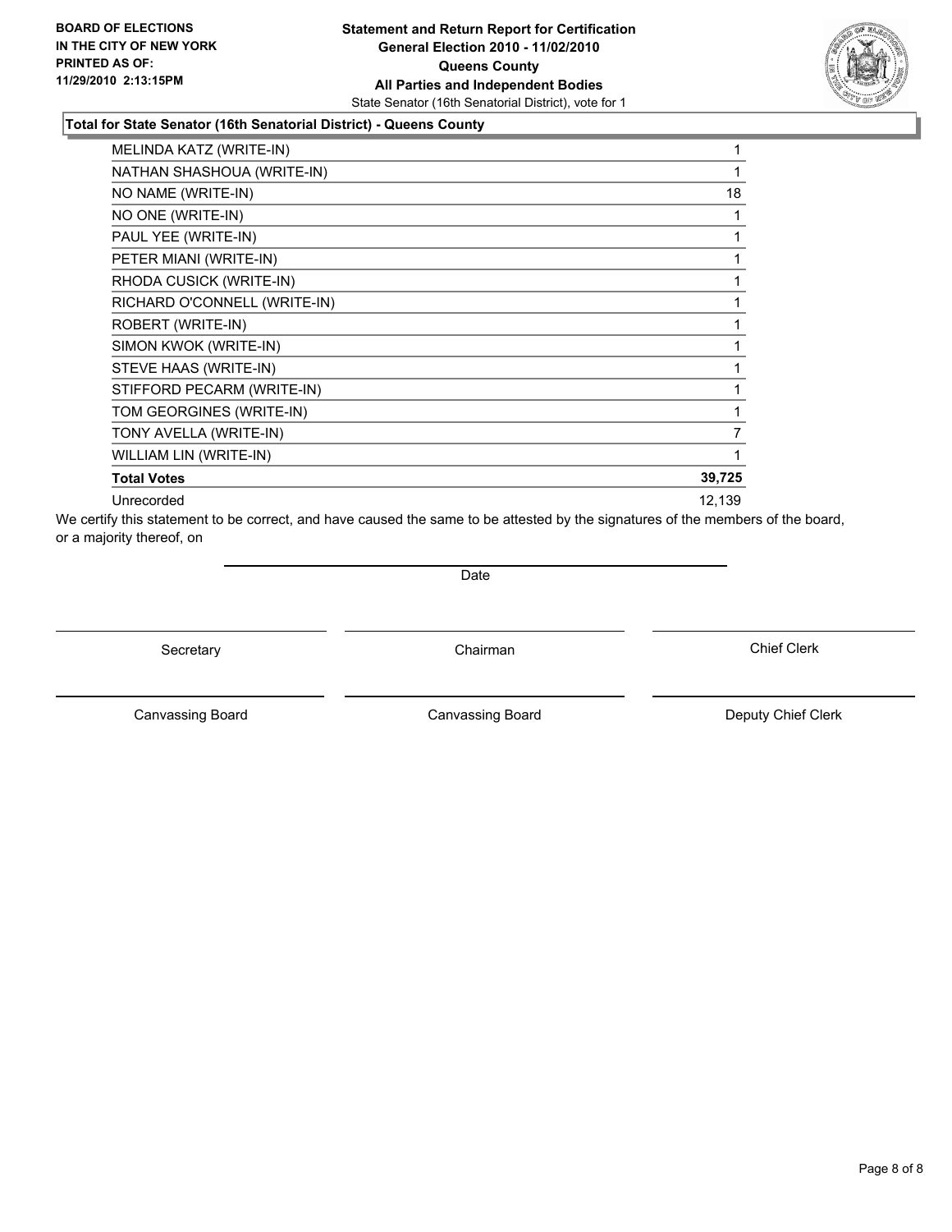**BOARD OF ELECTIONS IN THE CITY OF NEW YORK PRINTED AS OF: 11/29/2010 2:13:15PM**

**Statement and Return Report for Certification General Election 2010 - 11/02/2010 Queens County All Parties and Independent Bodies**

State Senator (16th Senatorial District), vote for 1

**Total for State Senator (16th Senatorial District) - Queens County**

| | |
|---|---|
| MELINDA KATZ (WRITE-IN) | 1 |
| NATHAN SHASHOUA (WRITE-IN) | 1 |
| NO NAME (WRITE-IN) | 18 |
| NO ONE (WRITE-IN) | 1 |
| PAUL YEE (WRITE-IN) | 1 |
| PETER MIANI (WRITE-IN) | 1 |
| RHODA CUSICK (WRITE-IN) | 1 |
| RICHARD O'CONNELL (WRITE-IN) | 1 |
| ROBERT (WRITE-IN) | 1 |
| SIMON KWOK (WRITE-IN) | 1 |
| STEVE HAAS (WRITE-IN) | 1 |
| STIFFORD PECARM (WRITE-IN) | 1 |
| TOM GEORGINES (WRITE-IN) | 1 |
| TONY AVELLA (WRITE-IN) | 7 |
| WILLIAM LIN (WRITE-IN) | 1 |
| **Total Votes** | **39,725** |
| Unrecorded | 12,139 |

We certify this statement to be correct, and have caused the same to be attested by the signatures of the members of the board, or a majority thereof, on

Date

Secretary　　　　Chairman　　　　Chief Clerk

Canvassing Board　　　　Canvassing Board　　　　Deputy Chief Clerk